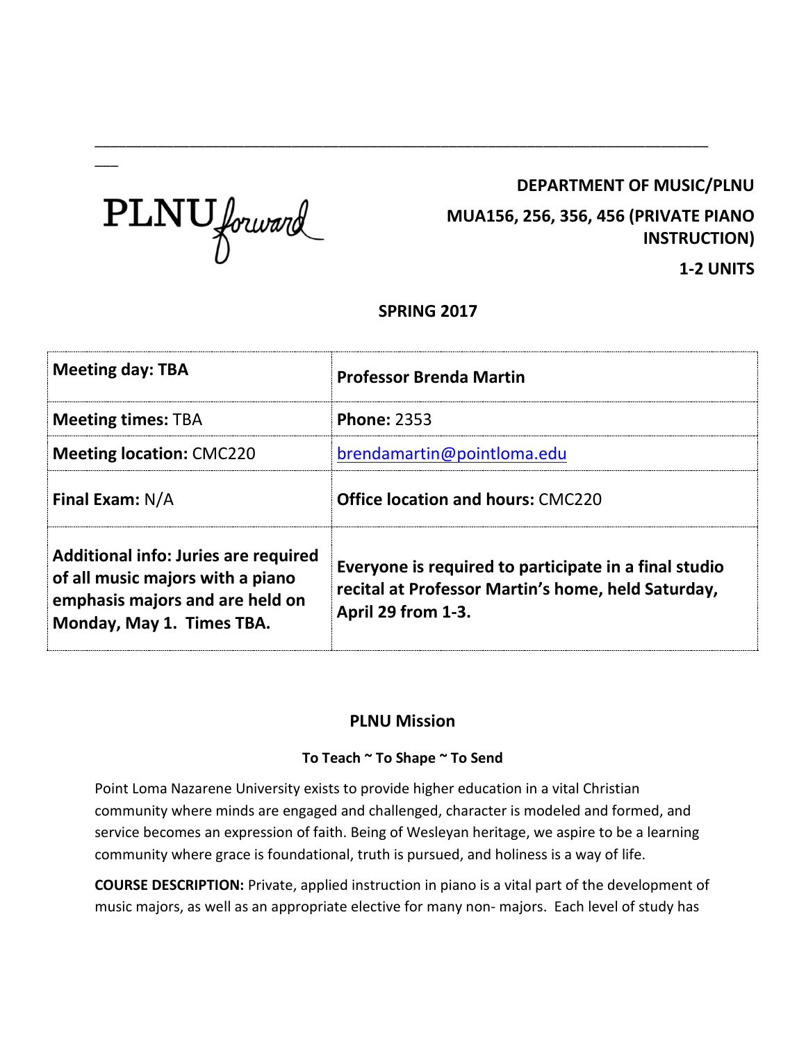PLNU forward

**DEPARTMENT OF MUSIC/PLNU**

**MUA156, 256, 356, 456 (PRIVATE PIANO INSTRUCTION)**

**1-2 UNITS**

**SPRING 2017**

| **Meeting day: TBA** | **Professor Brenda Martin** |
|---|---|
| **Meeting times:** TBA | **Phone:** 2353 |
| **Meeting location:** CMC220 | brendamartin@pointloma.edu |
| **Final Exam:** N/A | **Office location and hours:** CMC220 |
| **Additional info: Juries are required of all music majors with a piano emphasis majors and are held on Monday, May 1. Times TBA.** | **Everyone is required to participate in a final studio recital at Professor Martin's home, held Saturday, April 29 from 1-3.** |

## PLNU Mission

### To Teach ~ To Shape ~ To Send

Point Loma Nazarene University exists to provide higher education in a vital Christian community where minds are engaged and challenged, character is modeled and formed, and service becomes an expression of faith. Being of Wesleyan heritage, we aspire to be a learning community where grace is foundational, truth is pursued, and holiness is a way of life.

**COURSE DESCRIPTION:** Private, applied instruction in piano is a vital part of the development of music majors, as well as an appropriate elective for many non- majors. Each level of study has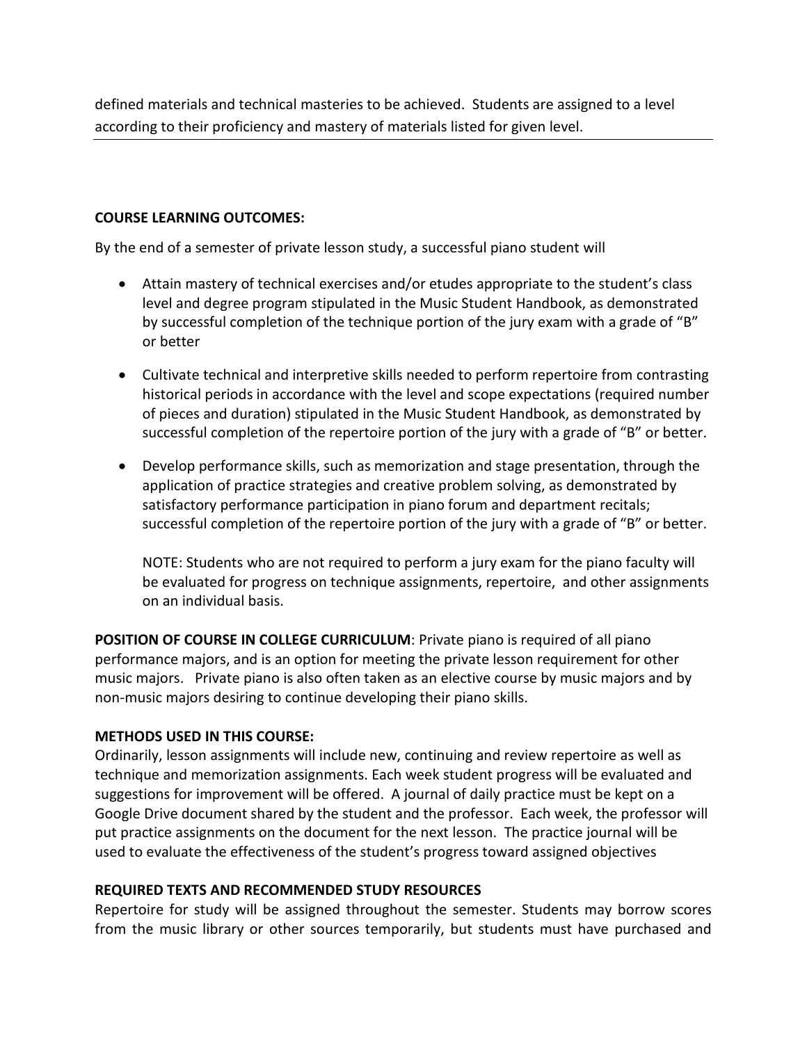defined materials and technical masteries to be achieved. Students are assigned to a level according to their proficiency and mastery of materials listed for given level.

---

**COURSE LEARNING OUTCOMES:**

By the end of a semester of private lesson study, a successful piano student will

- Attain mastery of technical exercises and/or etudes appropriate to the student's class level and degree program stipulated in the Music Student Handbook, as demonstrated by successful completion of the technique portion of the jury exam with a grade of "B" or better
- Cultivate technical and interpretive skills needed to perform repertoire from contrasting historical periods in accordance with the level and scope expectations (required number of pieces and duration) stipulated in the Music Student Handbook, as demonstrated by successful completion of the repertoire portion of the jury with a grade of "B" or better.
- Develop performance skills, such as memorization and stage presentation, through the application of practice strategies and creative problem solving, as demonstrated by satisfactory performance participation in piano forum and department recitals; successful completion of the repertoire portion of the jury with a grade of "B" or better.

  NOTE: Students who are not required to perform a jury exam for the piano faculty will be evaluated for progress on technique assignments, repertoire, and other assignments on an individual basis.

**POSITION OF COURSE IN COLLEGE CURRICULUM**: Private piano is required of all piano performance majors, and is an option for meeting the private lesson requirement for other music majors. Private piano is also often taken as an elective course by music majors and by non-music majors desiring to continue developing their piano skills.

**METHODS USED IN THIS COURSE:**
Ordinarily, lesson assignments will include new, continuing and review repertoire as well as technique and memorization assignments. Each week student progress will be evaluated and suggestions for improvement will be offered. A journal of daily practice must be kept on a Google Drive document shared by the student and the professor. Each week, the professor will put practice assignments on the document for the next lesson. The practice journal will be used to evaluate the effectiveness of the student's progress toward assigned objectives

**REQUIRED TEXTS AND RECOMMENDED STUDY RESOURCES**
Repertoire for study will be assigned throughout the semester. Students may borrow scores from the music library or other sources temporarily, but students must have purchased and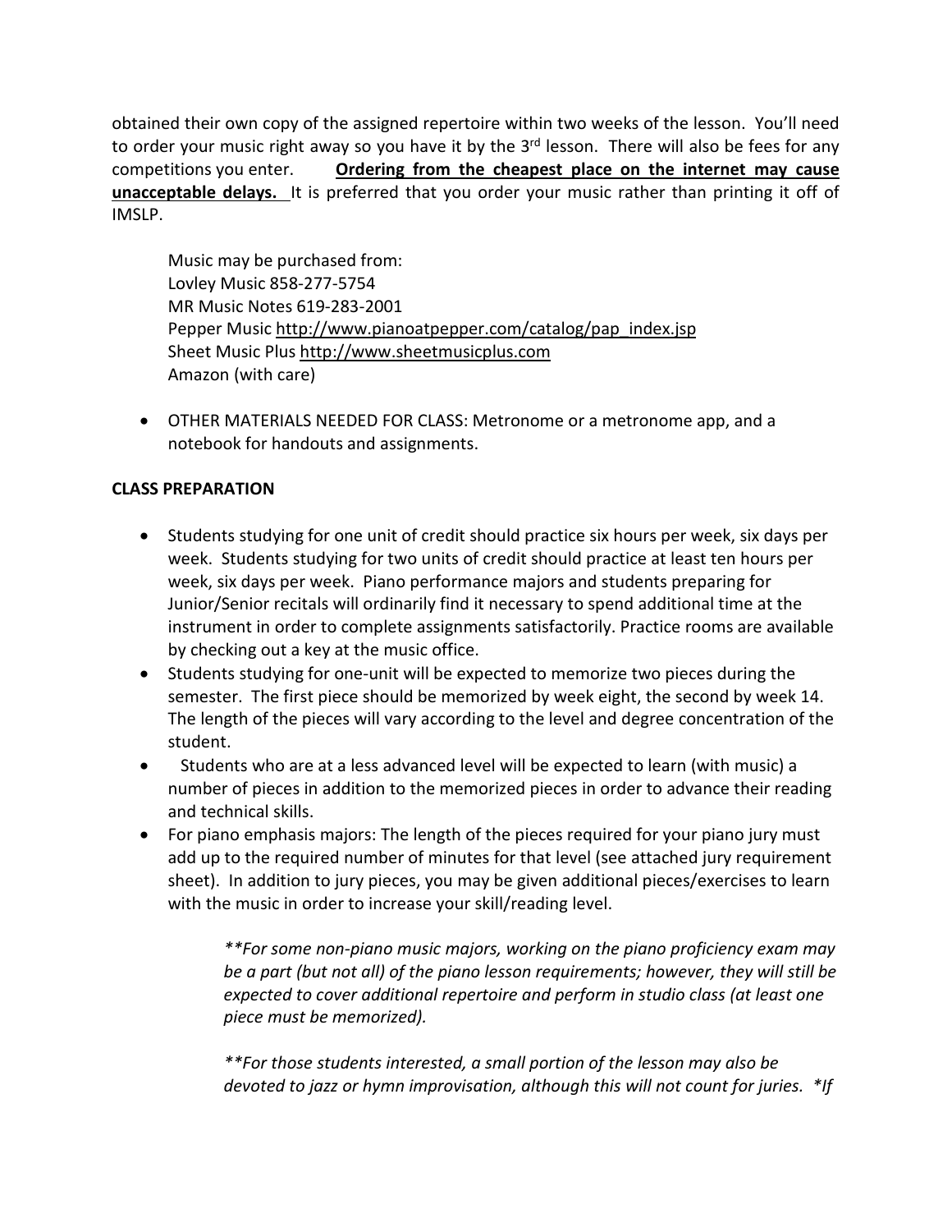obtained their own copy of the assigned repertoire within two weeks of the lesson. You'll need to order your music right away so you have it by the 3rd lesson. There will also be fees for any competitions you enter. **Ordering from the cheapest place on the internet may cause unacceptable delays.** It is preferred that you order your music rather than printing it off of IMSLP.

> Music may be purchased from:
> Lovley Music 858-277-5754
> MR Music Notes 619-283-2001
> Pepper Music http://www.pianoatpepper.com/catalog/pap_index.jsp
> Sheet Music Plus http://www.sheetmusicplus.com
> Amazon (with care)

- OTHER MATERIALS NEEDED FOR CLASS: Metronome or a metronome app, and a notebook for handouts and assignments.

**CLASS PREPARATION**

- Students studying for one unit of credit should practice six hours per week, six days per week. Students studying for two units of credit should practice at least ten hours per week, six days per week. Piano performance majors and students preparing for Junior/Senior recitals will ordinarily find it necessary to spend additional time at the instrument in order to complete assignments satisfactorily. Practice rooms are available by checking out a key at the music office.
- Students studying for one-unit will be expected to memorize two pieces during the semester. The first piece should be memorized by week eight, the second by week 14. The length of the pieces will vary according to the level and degree concentration of the student.
- Students who are at a less advanced level will be expected to learn (with music) a number of pieces in addition to the memorized pieces in order to advance their reading and technical skills.
- For piano emphasis majors: The length of the pieces required for your piano jury must add up to the required number of minutes for that level (see attached jury requirement sheet). In addition to jury pieces, you may be given additional pieces/exercises to learn with the music in order to increase your skill/reading level.

> *\*\*For some non-piano music majors, working on the piano proficiency exam may be a part (but not all) of the piano lesson requirements; however, they will still be expected to cover additional repertoire and perform in studio class (at least one piece must be memorized).*
>
> *\*\*For those students interested, a small portion of the lesson may also be devoted to jazz or hymn improvisation, although this will not count for juries. \*If*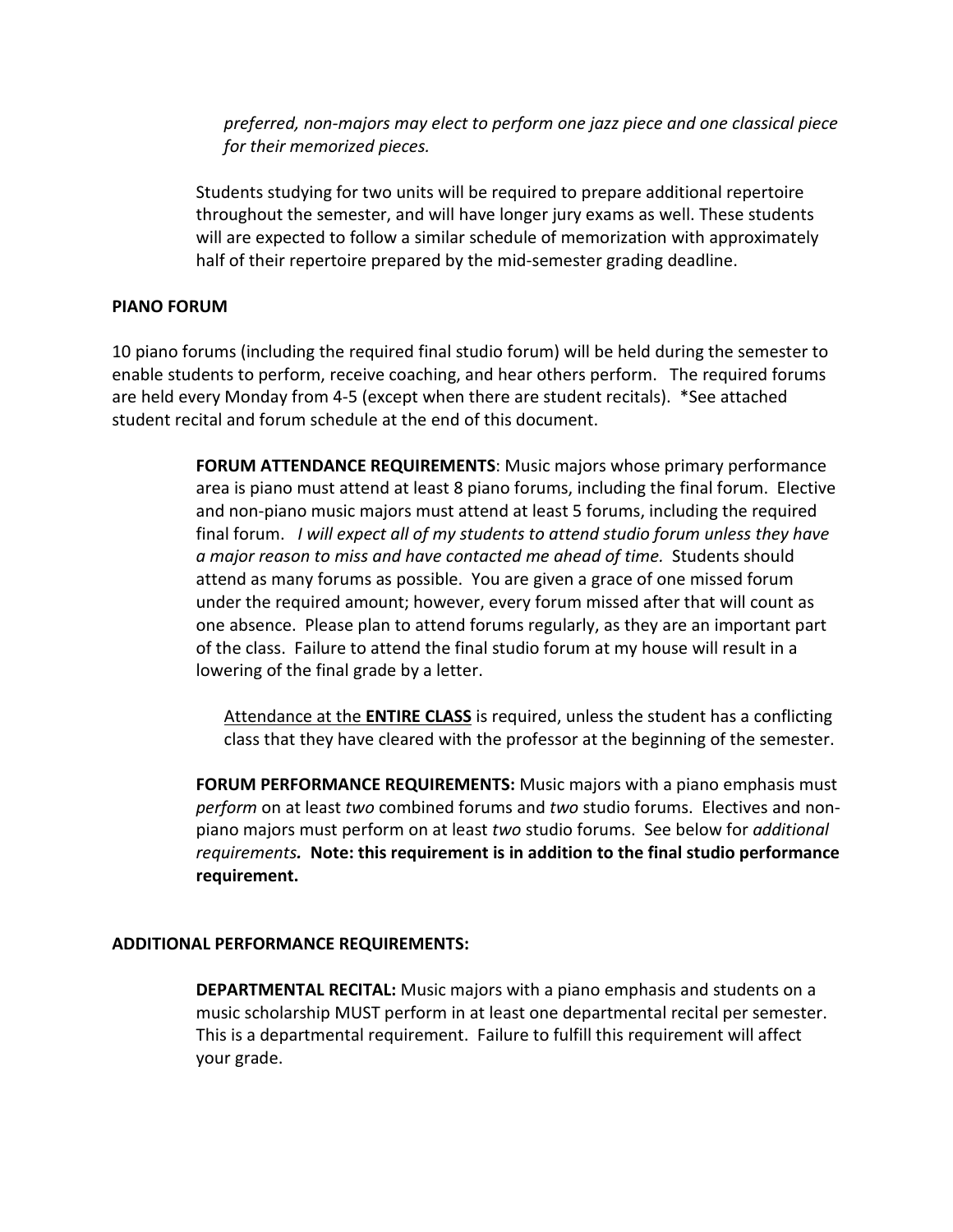*preferred, non-majors may elect to perform one jazz piece and one classical piece for their memorized pieces.*

Students studying for two units will be required to prepare additional repertoire throughout the semester, and will have longer jury exams as well. These students will are expected to follow a similar schedule of memorization with approximately half of their repertoire prepared by the mid-semester grading deadline.

**PIANO FORUM**

10 piano forums (including the required final studio forum) will be held during the semester to enable students to perform, receive coaching, and hear others perform. The required forums are held every Monday from 4-5 (except when there are student recitals). *See attached student recital and forum schedule at the end of this document.

**FORUM ATTENDANCE REQUIREMENTS**: Music majors whose primary performance area is piano must attend at least 8 piano forums, including the final forum. Elective and non-piano music majors must attend at least 5 forums, including the required final forum. *I will expect all of my students to attend studio forum unless they have a major reason to miss and have contacted me ahead of time.* Students should attend as many forums as possible. You are given a grace of one missed forum under the required amount; however, every forum missed after that will count as one absence. Please plan to attend forums regularly, as they are an important part of the class. Failure to attend the final studio forum at my house will result in a lowering of the final grade by a letter.

<u>Attendance at the **ENTIRE CLASS**</u> is required, unless the student has a conflicting class that they have cleared with the professor at the beginning of the semester.

**FORUM PERFORMANCE REQUIREMENTS:** Music majors with a piano emphasis must *perform* on at least *two* combined forums and *two* studio forums. Electives and non-piano majors must perform on at least *two* studio forums. See below for *additional requirements.* **Note: this requirement is in addition to the final studio performance requirement.**

**ADDITIONAL PERFORMANCE REQUIREMENTS:**

**DEPARTMENTAL RECITAL:** Music majors with a piano emphasis and students on a music scholarship MUST perform in at least one departmental recital per semester. This is a departmental requirement. Failure to fulfill this requirement will affect your grade.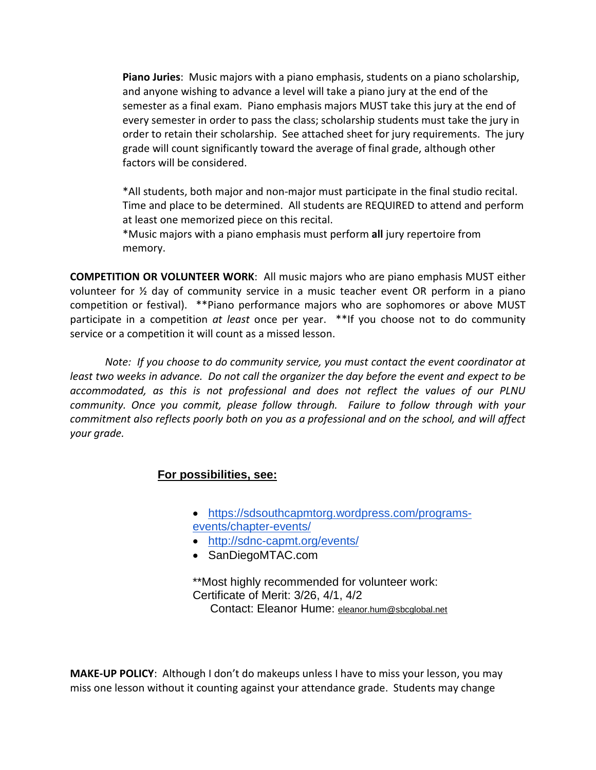**Piano Juries**: Music majors with a piano emphasis, students on a piano scholarship, and anyone wishing to advance a level will take a piano jury at the end of the semester as a final exam. Piano emphasis majors MUST take this jury at the end of every semester in order to pass the class; scholarship students must take the jury in order to retain their scholarship. See attached sheet for jury requirements. The jury grade will count significantly toward the average of final grade, although other factors will be considered.

*All students, both major and non-major must participate in the final studio recital. Time and place to be determined. All students are REQUIRED to attend and perform at least one memorized piece on this recital.
*Music majors with a piano emphasis must perform **all** jury repertoire from memory.

**COMPETITION OR VOLUNTEER WORK**: All music majors who are piano emphasis MUST either volunteer for ½ day of community service in a music teacher event OR perform in a piano competition or festival). **Piano performance majors who are sophomores or above MUST participate in a competition *at least* once per year. **If you choose not to do community service or a competition it will count as a missed lesson.

*Note: If you choose to do community service, you must contact the event coordinator at least two weeks in advance. Do not call the organizer the day before the event and expect to be accommodated, as this is not professional and does not reflect the values of our PLNU community. Once you commit, please follow through. Failure to follow through with your commitment also reflects poorly both on you as a professional and on the school, and will affect your grade.*

**For possibilities, see:**

- https://sdsouthcapmtorg.wordpress.com/programs-events/chapter-events/
- http://sdnc-capmt.org/events/
- SanDiegoMTAC.com

**Most highly recommended for volunteer work:
Certificate of Merit: 3/26, 4/1, 4/2
Contact: Eleanor Hume: eleanor.hum@sbcglobal.net

**MAKE-UP POLICY**: Although I don't do makeups unless I have to miss your lesson, you may miss one lesson without it counting against your attendance grade. Students may change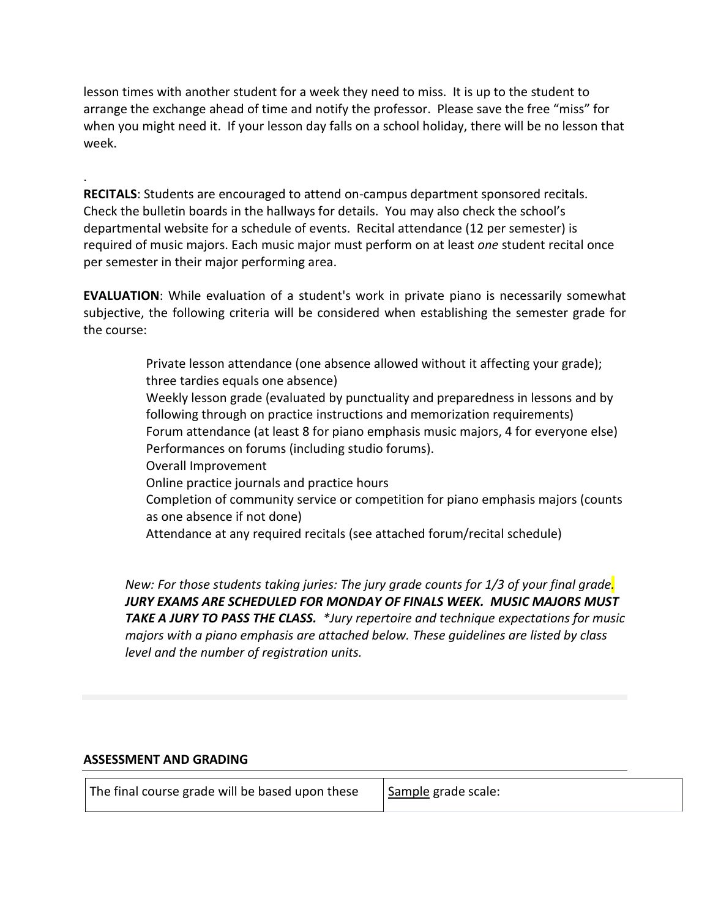lesson times with another student for a week they need to miss. It is up to the student to arrange the exchange ahead of time and notify the professor. Please save the free "miss" for when you might need it. If your lesson day falls on a school holiday, there will be no lesson that week.

.

**RECITALS**: Students are encouraged to attend on-campus department sponsored recitals. Check the bulletin boards in the hallways for details. You may also check the school's departmental website for a schedule of events. Recital attendance (12 per semester) is required of music majors. Each music major must perform on at least *one* student recital once per semester in their major performing area.

**EVALUATION**: While evaluation of a student's work in private piano is necessarily somewhat subjective, the following criteria will be considered when establishing the semester grade for the course:

Private lesson attendance (one absence allowed without it affecting your grade); three tardies equals one absence)
Weekly lesson grade (evaluated by punctuality and preparedness in lessons and by following through on practice instructions and memorization requirements)
Forum attendance (at least 8 for piano emphasis music majors, 4 for everyone else)
Performances on forums (including studio forums).
Overall Improvement
Online practice journals and practice hours
Completion of community service or competition for piano emphasis majors (counts as one absence if not done)
Attendance at any required recitals (see attached forum/recital schedule)

*New: For those students taking juries: The jury grade counts for 1/3 of your final grade.* ***JURY EXAMS ARE SCHEDULED FOR MONDAY OF FINALS WEEK. MUSIC MAJORS MUST TAKE A JURY TO PASS THE CLASS.*** *\*Jury repertoire and technique expectations for music majors with a piano emphasis are attached below. These guidelines are listed by class level and the number of registration units.*

**ASSESSMENT AND GRADING**

| The final course grade will be based upon these | Sample grade scale: |
| --- | --- |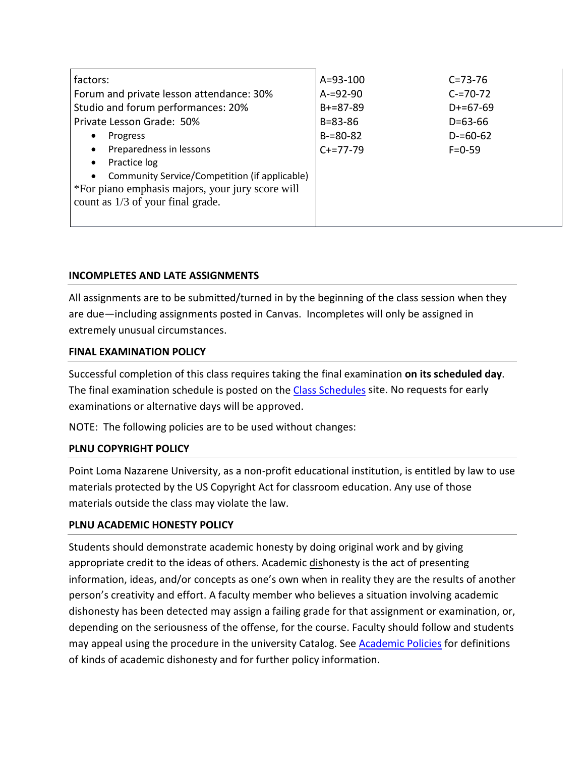| factors:<br>Forum and private lesson attendance: 30%<br>Studio and forum performances: 20%<br>Private Lesson Grade: 50%<br>• Progress<br>• Preparedness in lessons<br>• Practice log<br>• Community Service/Competition (if applicable)<br>*For piano emphasis majors, your jury score will count as 1/3 of your final grade. | A=93-100<br>A-=92-90<br>B+=87-89<br>B=83-86<br>B-=80-82<br>C+=77-79 | C=73-76<br>C-=70-72<br>D+=67-69<br>D=63-66<br>D-=60-62<br>F=0-59 |
|---|---|---|

## INCOMPLETES AND LATE ASSIGNMENTS

All assignments are to be submitted/turned in by the beginning of the class session when they are due—including assignments posted in Canvas. Incompletes will only be assigned in extremely unusual circumstances.

## FINAL EXAMINATION POLICY

Successful completion of this class requires taking the final examination **on its scheduled day**. The final examination schedule is posted on the Class Schedules site. No requests for early examinations or alternative days will be approved.

NOTE: The following policies are to be used without changes:

## PLNU COPYRIGHT POLICY

Point Loma Nazarene University, as a non-profit educational institution, is entitled by law to use materials protected by the US Copyright Act for classroom education. Any use of those materials outside the class may violate the law.

## PLNU ACADEMIC HONESTY POLICY

Students should demonstrate academic honesty by doing original work and by giving appropriate credit to the ideas of others. Academic dishonesty is the act of presenting information, ideas, and/or concepts as one's own when in reality they are the results of another person's creativity and effort. A faculty member who believes a situation involving academic dishonesty has been detected may assign a failing grade for that assignment or examination, or, depending on the seriousness of the offense, for the course. Faculty should follow and students may appeal using the procedure in the university Catalog. See Academic Policies for definitions of kinds of academic dishonesty and for further policy information.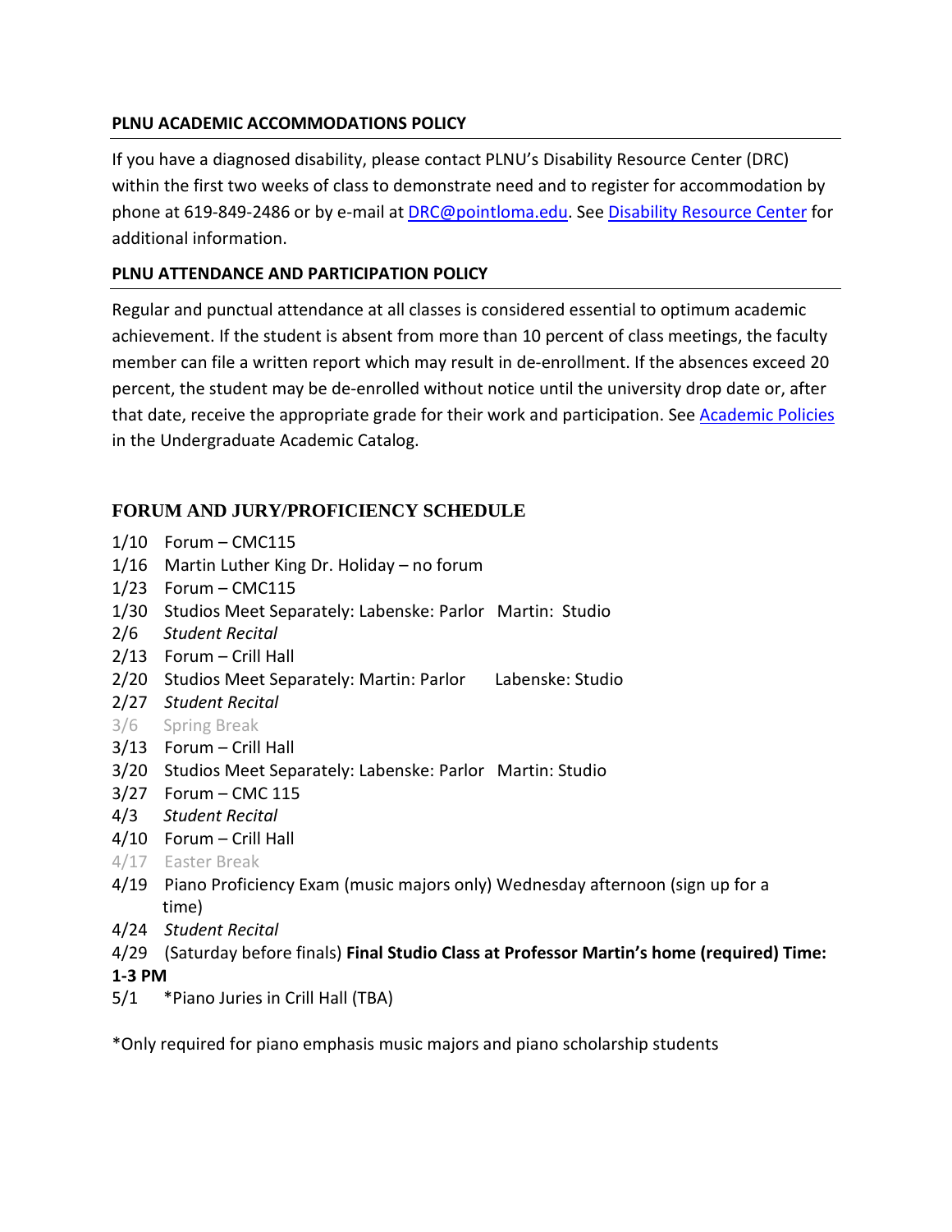## PLNU ACADEMIC ACCOMMODATIONS POLICY

If you have a diagnosed disability, please contact PLNU's Disability Resource Center (DRC) within the first two weeks of class to demonstrate need and to register for accommodation by phone at 619-849-2486 or by e-mail at DRC@pointloma.edu. See Disability Resource Center for additional information.

## PLNU ATTENDANCE AND PARTICIPATION POLICY

Regular and punctual attendance at all classes is considered essential to optimum academic achievement. If the student is absent from more than 10 percent of class meetings, the faculty member can file a written report which may result in de-enrollment. If the absences exceed 20 percent, the student may be de-enrolled without notice until the university drop date or, after that date, receive the appropriate grade for their work and participation. See Academic Policies in the Undergraduate Academic Catalog.

## FORUM AND JURY/PROFICIENCY SCHEDULE

1/10 Forum – CMC115
1/16 Martin Luther King Dr. Holiday – no forum
1/23 Forum – CMC115
1/30 Studios Meet Separately: Labenske: Parlor Martin: Studio
2/6 *Student Recital*
2/13 Forum – Crill Hall
2/20 Studios Meet Separately: Martin: Parlor Labenske: Studio
2/27 *Student Recital*
3/6 Spring Break
3/13 Forum – Crill Hall
3/20 Studios Meet Separately: Labenske: Parlor Martin: Studio
3/27 Forum – CMC 115
4/3 *Student Recital*
4/10 Forum – Crill Hall
4/17 Easter Break
4/19 Piano Proficiency Exam (music majors only) Wednesday afternoon (sign up for a time)
4/24 *Student Recital*
4/29 (Saturday before finals) **Final Studio Class at Professor Martin's home (required) Time: 1-3 PM**
5/1 *Piano Juries in Crill Hall (TBA)

*Only required for piano emphasis music majors and piano scholarship students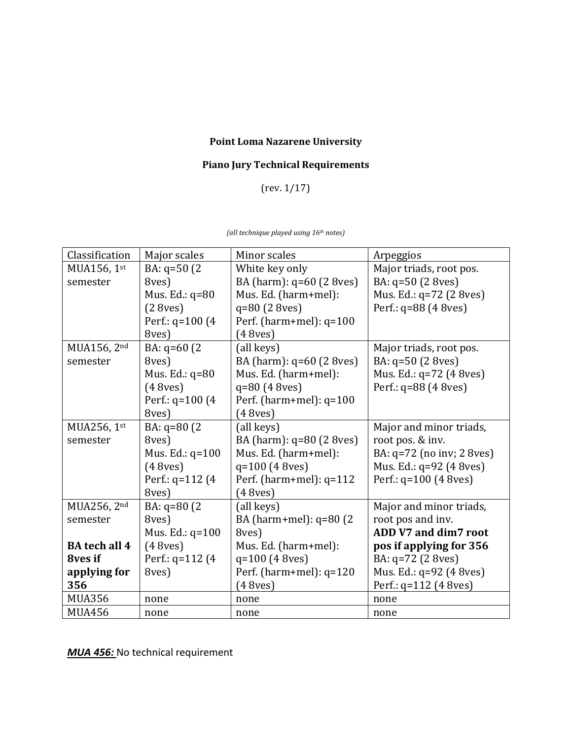**Point Loma Nazarene University**

**Piano Jury Technical Requirements**

(rev. 1/17)

*(all technique played using 16th notes)*

| Classification | Major scales | Minor scales | Arpeggios |
|---|---|---|---|
| MUA156, 1st semester | BA: q=50 (2 8ves)<br>Mus. Ed.: q=80 (2 8ves)<br>Perf.: q=100 (4 8ves) | White key only<br>BA (harm): q=60 (2 8ves)<br>Mus. Ed. (harm+mel): q=80 (2 8ves)<br>Perf. (harm+mel): q=100 (4 8ves) | Major triads, root pos.<br>BA: q=50 (2 8ves)<br>Mus. Ed.: q=72 (2 8ves)<br>Perf.: q=88 (4 8ves) |
| MUA156, 2nd semester | BA: q=60 (2 8ves)<br>Mus. Ed.: q=80 (4 8ves)<br>Perf.: q=100 (4 8ves) | (all keys)<br>BA (harm): q=60 (2 8ves)<br>Mus. Ed. (harm+mel): q=80 (4 8ves)<br>Perf. (harm+mel): q=100 (4 8ves) | Major triads, root pos.<br>BA: q=50 (2 8ves)<br>Mus. Ed.: q=72 (4 8ves)<br>Perf.: q=88 (4 8ves) |
| MUA256, 1st semester | BA: q=80 (2 8ves)<br>Mus. Ed.: q=100 (4 8ves)<br>Perf.: q=112 (4 8ves) | (all keys)<br>BA (harm): q=80 (2 8ves)<br>Mus. Ed. (harm+mel): q=100 (4 8ves)<br>Perf. (harm+mel): q=112 (4 8ves) | Major and minor triads, root pos. & inv.<br>BA: q=72 (no inv; 2 8ves)<br>Mus. Ed.: q=92 (4 8ves)<br>Perf.: q=100 (4 8ves) |
| MUA256, 2nd semester<br><br>**BA tech all 4 8ves if applying for 356** | BA: q=80 (2 8ves)<br>Mus. Ed.: q=100 (4 8ves)<br>Perf.: q=112 (4 8ves) | (all keys)<br>BA (harm+mel): q=80 (2 8ves)<br>Mus. Ed. (harm+mel): q=100 (4 8ves)<br>Perf. (harm+mel): q=120 (4 8ves) | Major and minor triads, root pos and inv.<br>**ADD V7 and dim7 root pos if applying for 356**<br>BA: q=72 (2 8ves)<br>Mus. Ed.: q=92 (4 8ves)<br>Perf.: q=112 (4 8ves) |
| MUA356 | none | none | none |
| MUA456 | none | none | none |

***MUA 456:*** No technical requirement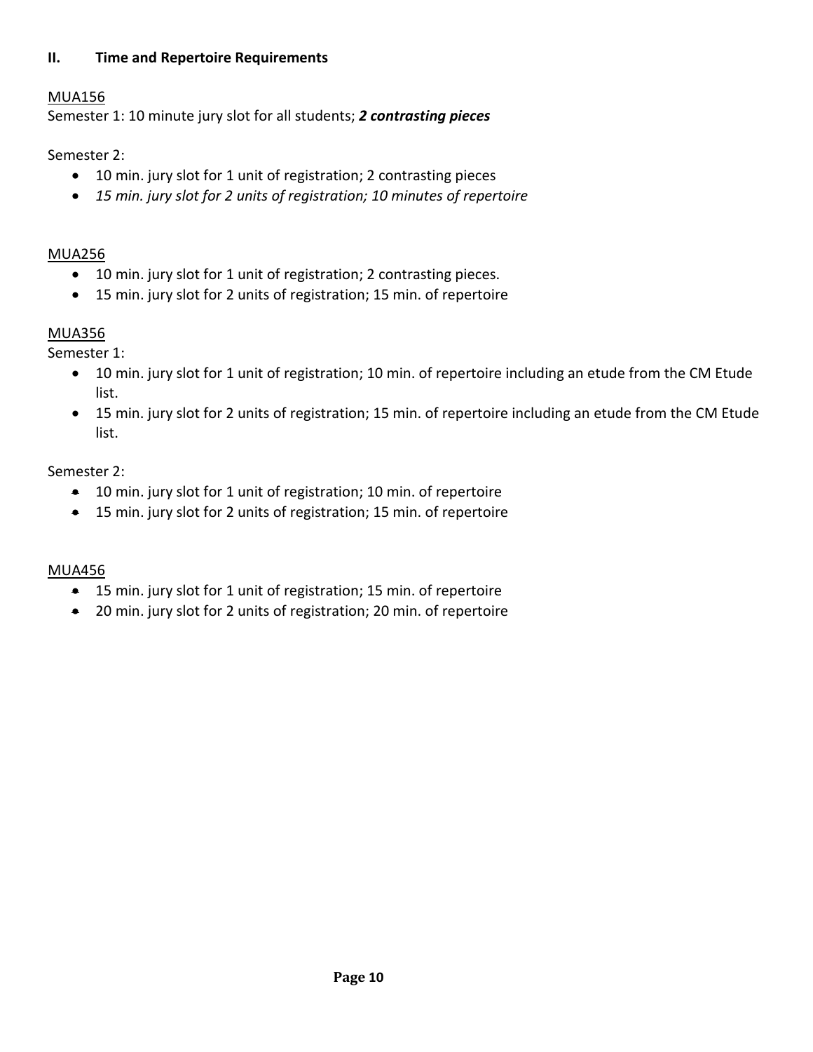## II. Time and Repertoire Requirements

MUA156

Semester 1: 10 minute jury slot for all students; ***2 contrasting pieces***

Semester 2:

- 10 min. jury slot for 1 unit of registration; 2 contrasting pieces
- *15 min. jury slot for 2 units of registration; 10 minutes of repertoire*

MUA256

- 10 min. jury slot for 1 unit of registration; 2 contrasting pieces.
- 15 min. jury slot for 2 units of registration; 15 min. of repertoire

MUA356

Semester 1:

- 10 min. jury slot for 1 unit of registration; 10 min. of repertoire including an etude from the CM Etude list.
- 15 min. jury slot for 2 units of registration; 15 min. of repertoire including an etude from the CM Etude list.

Semester 2:

- 10 min. jury slot for 1 unit of registration; 10 min. of repertoire
- 15 min. jury slot for 2 units of registration; 15 min. of repertoire

MUA456

- 15 min. jury slot for 1 unit of registration; 15 min. of repertoire
- 20 min. jury slot for 2 units of registration; 20 min. of repertoire